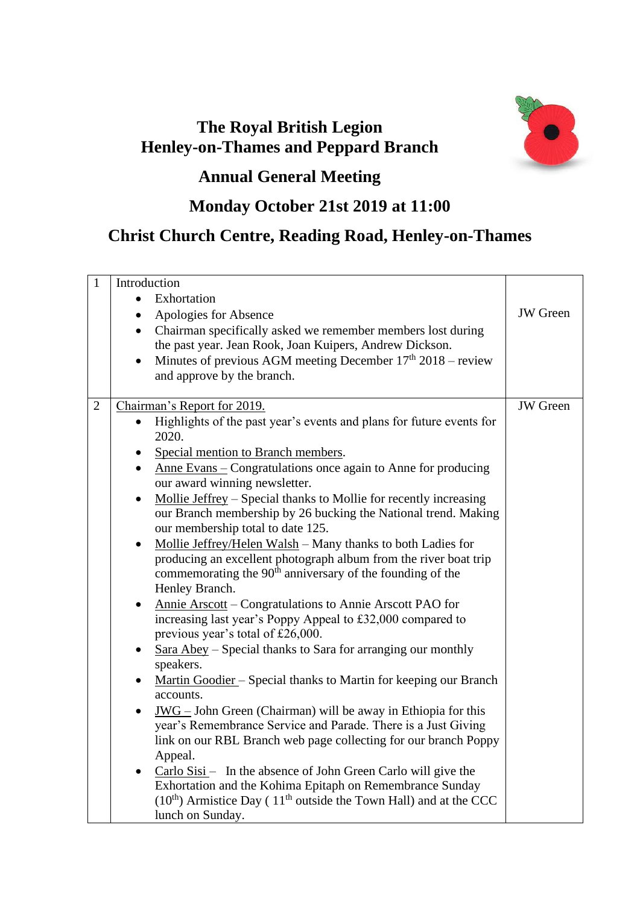# The Royal British Legion
# Henley-on-Thames and Peppard Branch

## Annual General Meeting

## Monday October 21st 2019 at 11:00

## Christ Church Centre, Reading Road, Henley-on-Thames

| | | |
|---|---|---|
| 1 | Introduction<br>• Exhortation<br>• Apologies for Absence<br>• Chairman specifically asked we remember members lost during the past year. Jean Rook, Joan Kuipers, Andrew Dickson.<br>• Minutes of previous AGM meeting December 17th 2018 – review and approve by the branch. | JW Green |
| 2 | Chairman's Report for 2019.<br>• Highlights of the past year's events and plans for future events for 2020.<br>• Special mention to Branch members.<br>• Anne Evans – Congratulations once again to Anne for producing our award winning newsletter.<br>• Mollie Jeffrey – Special thanks to Mollie for recently increasing our Branch membership by 26 bucking the National trend. Making our membership total to date 125.<br>• Mollie Jeffrey/Helen Walsh – Many thanks to both Ladies for producing an excellent photograph album from the river boat trip commemorating the 90th anniversary of the founding of the Henley Branch.<br>• Annie Arscott – Congratulations to Annie Arscott PAO for increasing last year's Poppy Appeal to £32,000 compared to previous year's total of £26,000.<br>• Sara Abey – Special thanks to Sara for arranging our monthly speakers.<br>• Martin Goodier – Special thanks to Martin for keeping our Branch accounts.<br>• JWG – John Green (Chairman) will be away in Ethiopia for this year's Remembrance Service and Parade. There is a Just Giving link on our RBL Branch web page collecting for our branch Poppy Appeal.<br>• Carlo Sisi – In the absence of John Green Carlo will give the Exhortation and the Kohima Epitaph on Remembrance Sunday (10th) Armistice Day ( 11th outside the Town Hall) and at the CCC lunch on Sunday. | JW Green |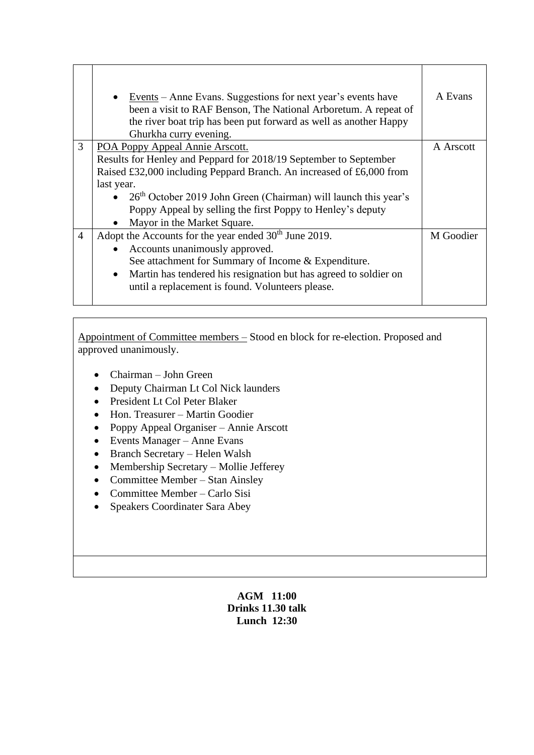| | | |
|---|---|---|
| | • Events – Anne Evans. Suggestions for next year's events have been a visit to RAF Benson, The National Arboretum. A repeat of the river boat trip has been put forward as well as another Happy Ghurkha curry evening. | A Evans |
| 3 | POA Poppy Appeal Annie Arscott.<br>Results for Henley and Peppard for 2018/19 September to September Raised £32,000 including Peppard Branch. An increased of £6,000 from last year.<br>• 26th October 2019 John Green (Chairman) will launch this year's Poppy Appeal by selling the first Poppy to Henley's deputy<br>• Mayor in the Market Square. | A Arscott |
| 4 | Adopt the Accounts for the year ended 30th June 2019.<br>• Accounts unanimously approved.<br>See attachment for Summary of Income & Expenditure.<br>• Martin has tendered his resignation but has agreed to soldier on until a replacement is found. Volunteers please. | M Goodier |

Appointment of Committee members – Stood en block for re-election. Proposed and approved unanimously.

- Chairman – John Green
- Deputy Chairman Lt Col Nick launders
- President Lt Col Peter Blaker
- Hon. Treasurer – Martin Goodier
- Poppy Appeal Organiser – Annie Arscott
- Events Manager – Anne Evans
- Branch Secretary – Helen Walsh
- Membership Secretary – Mollie Jefferey
- Committee Member – Stan Ainsley
- Committee Member – Carlo Sisi
- Speakers Coordinater Sara Abey

**AGM 11:00**
**Drinks 11.30 talk**
**Lunch 12:30**